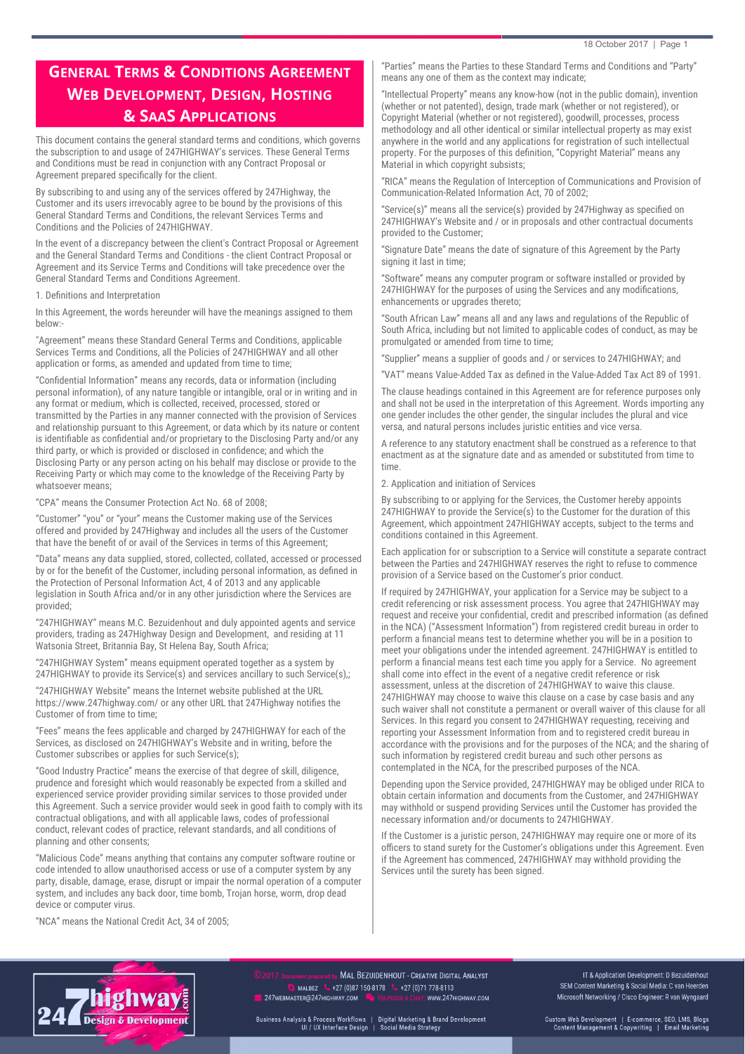# General Terms & Conditions Agreement Web Development, Design, Hosting & SaaS Applications

This document contains the general standard terms and conditions, which governs the subscription to and usage of 247HIGHWAY's services. These General Terms and Conditions must be read in conjunction with any Contract Proposal or Agreement prepared specifically for the client.

By subscribing to and using any of the services offered by 247Highway, the Customer and its users irrevocably agree to be bound by the provisions of this General Standard Terms and Conditions, the relevant Services Terms and Conditions and the Policies of 247HIGHWAY.

In the event of a discrepancy between the client's Contract Proposal or Agreement and the General Standard Terms and Conditions - the client Contract Proposal or Agreement and its Service Terms and Conditions will take precedence over the General Standard Terms and Conditions Agreement.

1. Definitions and Interpretation

In this Agreement, the words hereunder will have the meanings assigned to them below:-

"Agreement" means these Standard General Terms and Conditions, applicable Services Terms and Conditions, all the Policies of 247HIGHWAY and all other application or forms, as amended and updated from time to time;

"Confidential Information" means any records, data or information (including personal information), of any nature tangible or intangible, oral or in writing and in any format or medium, which is collected, received, processed, stored or transmitted by the Parties in any manner connected with the provision of Services and relationship pursuant to this Agreement, or data which by its nature or content is identifiable as confidential and/or proprietary to the Disclosing Party and/or any third party, or which is provided or disclosed in confidence; and which the Disclosing Party or any person acting on his behalf may disclose or provide to the Receiving Party or which may come to the knowledge of the Receiving Party by whatsoever means;

"CPA" means the Consumer Protection Act No. 68 of 2008;

"Customer" "you" or "your" means the Customer making use of the Services offered and provided by 247Highway and includes all the users of the Customer that have the benefit of or avail of the Services in terms of this Agreement;

"Data" means any data supplied, stored, collected, collated, accessed or processed by or for the benefit of the Customer, including personal information, as defined in the Protection of Personal Information Act, 4 of 2013 and any applicable legislation in South Africa and/or in any other jurisdiction where the Services are provided;

"247HIGHWAY" means M.C. Bezuidenhout and duly appointed agents and service providers, trading as 247Highway Design and Development, and residing at 11 Watsonia Street, Britannia Bay, St Helena Bay, South Africa;

"247HIGHWAY System" means equipment operated together as a system by 247HIGHWAY to provide its Service(s) and services ancillary to such Service(s),;

"247HIGHWAY Website" means the Internet website published at the URL https://www.247highway.com/ or any other URL that 247Highway notifies the Customer of from time to time;

"Fees" means the fees applicable and charged by 247HIGHWAY for each of the Services, as disclosed on 247HIGHWAY's Website and in writing, before the Customer subscribes or applies for such Service(s);

"Good Industry Practice" means the exercise of that degree of skill, diligence, prudence and foresight which would reasonably be expected from a skilled and experienced service provider providing similar services to those provided under this Agreement. Such a service provider would seek in good faith to comply with its contractual obligations, and with all applicable laws, codes of professional conduct, relevant codes of practice, relevant standards, and all conditions of planning and other consents;

"Malicious Code" means anything that contains any computer software routine or code intended to allow unauthorised access or use of a computer system by any party, disable, damage, erase, disrupt or impair the normal operation of a computer system, and includes any back door, time bomb, Trojan horse, worm, drop dead device or computer virus.

"NCA" means the National Credit Act, 34 of 2005;

"Parties" means the Parties to these Standard Terms and Conditions and "Party" means any one of them as the context may indicate;

"Intellectual Property" means any know-how (not in the public domain), invention (whether or not patented), design, trade mark (whether or not registered), or Copyright Material (whether or not registered), goodwill, processes, process methodology and all other identical or similar intellectual property as may exist anywhere in the world and any applications for registration of such intellectual property. For the purposes of this definition, "Copyright Material" means any Material in which copyright subsists;

"RICA" means the Regulation of Interception of Communications and Provision of Communication-Related Information Act, 70 of 2002;

"Service(s)" means all the service(s) provided by 247Highway as specified on 247HIGHWAY's Website and / or in proposals and other contractual documents provided to the Customer;

"Signature Date" means the date of signature of this Agreement by the Party signing it last in time;

"Software" means any computer program or software installed or provided by 247HIGHWAY for the purposes of using the Services and any modifications, enhancements or upgrades thereto;

"South African Law" means all and any laws and regulations of the Republic of South Africa, including but not limited to applicable codes of conduct, as may be promulgated or amended from time to time;

"Supplier" means a supplier of goods and / or services to 247HIGHWAY; and

"VAT" means Value-Added Tax as defined in the Value-Added Tax Act 89 of 1991.

The clause headings contained in this Agreement are for reference purposes only and shall not be used in the interpretation of this Agreement. Words importing any one gender includes the other gender, the singular includes the plural and vice versa, and natural persons includes juristic entities and vice versa.

A reference to any statutory enactment shall be construed as a reference to that enactment as at the signature date and as amended or substituted from time to time.

2. Application and initiation of Services

By subscribing to or applying for the Services, the Customer hereby appoints 247HIGHWAY to provide the Service(s) to the Customer for the duration of this Agreement, which appointment 247HIGHWAY accepts, subject to the terms and conditions contained in this Agreement.

Each application for or subscription to a Service will constitute a separate contract between the Parties and 247HIGHWAY reserves the right to refuse to commence provision of a Service based on the Customer's prior conduct.

If required by 247HIGHWAY, your application for a Service may be subject to a credit referencing or risk assessment process. You agree that 247HIGHWAY may request and receive your confidential, credit and prescribed information (as defined in the NCA) ("Assessment Information") from registered credit bureau in order to perform a financial means test to determine whether you will be in a position to meet your obligations under the intended agreement. 247HIGHWAY is entitled to perform a financial means test each time you apply for a Service. No agreement shall come into effect in the event of a negative credit reference or risk assessment, unless at the discretion of 247HIGHWAY to waive this clause. 247HIGHWAY may choose to waive this clause on a case by case basis and any such waiver shall not constitute a permanent or overall waiver of this clause for all Services. In this regard you consent to 247HIGHWAY requesting, receiving and reporting your Assessment Information from and to registered credit bureau in accordance with the provisions and for the purposes of the NCA; and the sharing of such information by registered credit bureau and such other persons as contemplated in the NCA, for the prescribed purposes of the NCA.

Depending upon the Service provided, 247HIGHWAY may be obliged under RICA to obtain certain information and documents from the Customer, and 247HIGHWAY may withhold or suspend providing Services until the Customer has provided the necessary information and/or documents to 247HIGHWAY.

If the Customer is a juristic person, 247HIGHWAY may require one or more of its officers to stand surety for the Customer's obligations under this Agreement. Even if the Agreement has commenced, 247HIGHWAY may withhold providing the Services until the surety has been signed.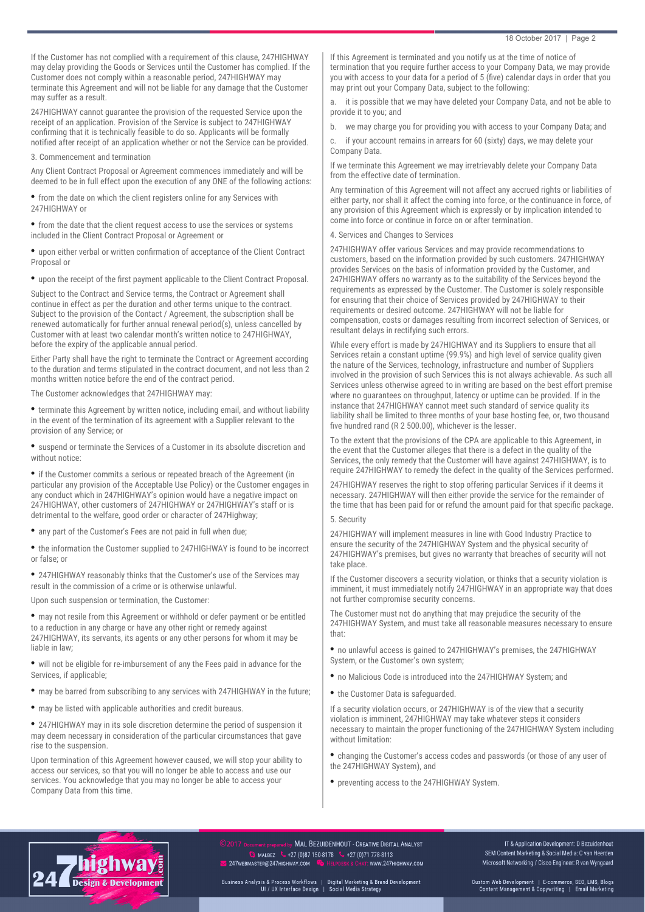If the Customer has not complied with a requirement of this clause, 247HIGHWAY may delay providing the Goods or Services until the Customer has complied. If the Customer does not comply within a reasonable period, 247HIGHWAY may terminate this Agreement and will not be liable for any damage that the Customer may suffer as a result.

247HIGHWAY cannot guarantee the provision of the requested Service upon the receipt of an application. Provision of the Service is subject to 247HIGHWAY confirming that it is technically feasible to do so. Applicants will be formally notified after receipt of an application whether or not the Service can be provided.

3. Commencement and termination

Any Client Contract Proposal or Agreement commences immediately and will be deemed to be in full effect upon the execution of any ONE of the following actions:

- from the date on which the client registers online for any Services with 247HIGHWAY or
- from the date that the client request access to use the services or systems included in the Client Contract Proposal or Agreement or
- upon either verbal or written confirmation of acceptance of the Client Contract Proposal or
- upon the receipt of the first payment applicable to the Client Contract Proposal.

Subject to the Contract and Service terms, the Contract or Agreement shall continue in effect as per the duration and other terms unique to the contract. Subject to the provision of the Contact / Agreement, the subscription shall be renewed automatically for further annual renewal period(s), unless cancelled by Customer with at least two calendar month's written notice to 247HIGHWAY, before the expiry of the applicable annual period.

Either Party shall have the right to terminate the Contract or Agreement according to the duration and terms stipulated in the contract document, and not less than 2 months written notice before the end of the contract period.

The Customer acknowledges that 247HIGHWAY may:

- terminate this Agreement by written notice, including email, and without liability in the event of the termination of its agreement with a Supplier relevant to the provision of any Service; or
- suspend or terminate the Services of a Customer in its absolute discretion and without notice:
- if the Customer commits a serious or repeated breach of the Agreement (in particular any provision of the Acceptable Use Policy) or the Customer engages in any conduct which in 247HIGHWAY's opinion would have a negative impact on 247HIGHWAY, other customers of 247HIGHWAY or 247HIGHWAY's staff or is detrimental to the welfare, good order or character of 247Highway;
- any part of the Customer's Fees are not paid in full when due;
- the information the Customer supplied to 247HIGHWAY is found to be incorrect or false; or
- 247HIGHWAY reasonably thinks that the Customer's use of the Services may result in the commission of a crime or is otherwise unlawful.

Upon such suspension or termination, the Customer:

- may not resile from this Agreement or withhold or defer payment or be entitled to a reduction in any charge or have any other right or remedy against 247HIGHWAY, its servants, its agents or any other persons for whom it may be liable in law;
- will not be eligible for re-imbursement of any the Fees paid in advance for the Services, if applicable;
- may be barred from subscribing to any services with 247HIGHWAY in the future;
- may be listed with applicable authorities and credit bureaus.
- 247HIGHWAY may in its sole discretion determine the period of suspension it may deem necessary in consideration of the particular circumstances that gave rise to the suspension.

Upon termination of this Agreement however caused, we will stop your ability to access our services, so that you will no longer be able to access and use our services. You acknowledge that you may no longer be able to access your Company Data from this time.

If this Agreement is terminated and you notify us at the time of notice of termination that you require further access to your Company Data, we may provide you with access to your data for a period of 5 (five) calendar days in order that you may print out your Company Data, subject to the following:

a. it is possible that we may have deleted your Company Data, and not be able to provide it to you; and

b. we may charge you for providing you with access to your Company Data; and

c. if your account remains in arrears for 60 (sixty) days, we may delete your Company Data.

If we terminate this Agreement we may irretrievably delete your Company Data from the effective date of termination.

Any termination of this Agreement will not affect any accrued rights or liabilities of either party, nor shall it affect the coming into force, or the continuance in force, of any provision of this Agreement which is expressly or by implication intended to come into force or continue in force on or after termination.

4. Services and Changes to Services

247HIGHWAY offer various Services and may provide recommendations to customers, based on the information provided by such customers. 247HIGHWAY provides Services on the basis of information provided by the Customer, and 247HIGHWAY offers no warranty as to the suitability of the Services beyond the requirements as expressed by the Customer. The Customer is solely responsible for ensuring that their choice of Services provided by 247HIGHWAY to their requirements or desired outcome. 247HIGHWAY will not be liable for compensation, costs or damages resulting from incorrect selection of Services, or resultant delays in rectifying such errors.

While every effort is made by 247HIGHWAY and its Suppliers to ensure that all Services retain a constant uptime (99.9%) and high level of service quality given the nature of the Services, technology, infrastructure and number of Suppliers involved in the provision of such Services this is not always achievable. As such all Services unless otherwise agreed to in writing are based on the best effort premise where no guarantees on throughput, latency or uptime can be provided. If in the instance that 247HIGHWAY cannot meet such standard of service quality its liability shall be limited to three months of your base hosting fee, or, two thousand five hundred rand (R 2 500.00), whichever is the lesser.

To the extent that the provisions of the CPA are applicable to this Agreement, in the event that the Customer alleges that there is a defect in the quality of the Services, the only remedy that the Customer will have against 247HIGHWAY, is to require 247HIGHWAY to remedy the defect in the quality of the Services performed.

247HIGHWAY reserves the right to stop offering particular Services if it deems it necessary. 247HIGHWAY will then either provide the service for the remainder of the time that has been paid for or refund the amount paid for that specific package.

5. Security

247HIGHWAY will implement measures in line with Good Industry Practice to ensure the security of the 247HIGHWAY System and the physical security of 247HIGHWAY's premises, but gives no warranty that breaches of security will not take place.

If the Customer discovers a security violation, or thinks that a security violation is imminent, it must immediately notify 247HIGHWAY in an appropriate way that does not further compromise security concerns.

The Customer must not do anything that may prejudice the security of the 247HIGHWAY System, and must take all reasonable measures necessary to ensure that:

- no unlawful access is gained to 247HIGHWAY's premises, the 247HIGHWAY System, or the Customer's own system;
- no Malicious Code is introduced into the 247HIGHWAY System; and
- the Customer Data is safeguarded.

If a security violation occurs, or 247HIGHWAY is of the view that a security violation is imminent, 247HIGHWAY may take whatever steps it considers necessary to maintain the proper functioning of the 247HIGHWAY System including without limitation:

- changing the Customer's access codes and passwords (or those of any user of the 247HIGHWAY System), and
- preventing access to the 247HIGHWAY System.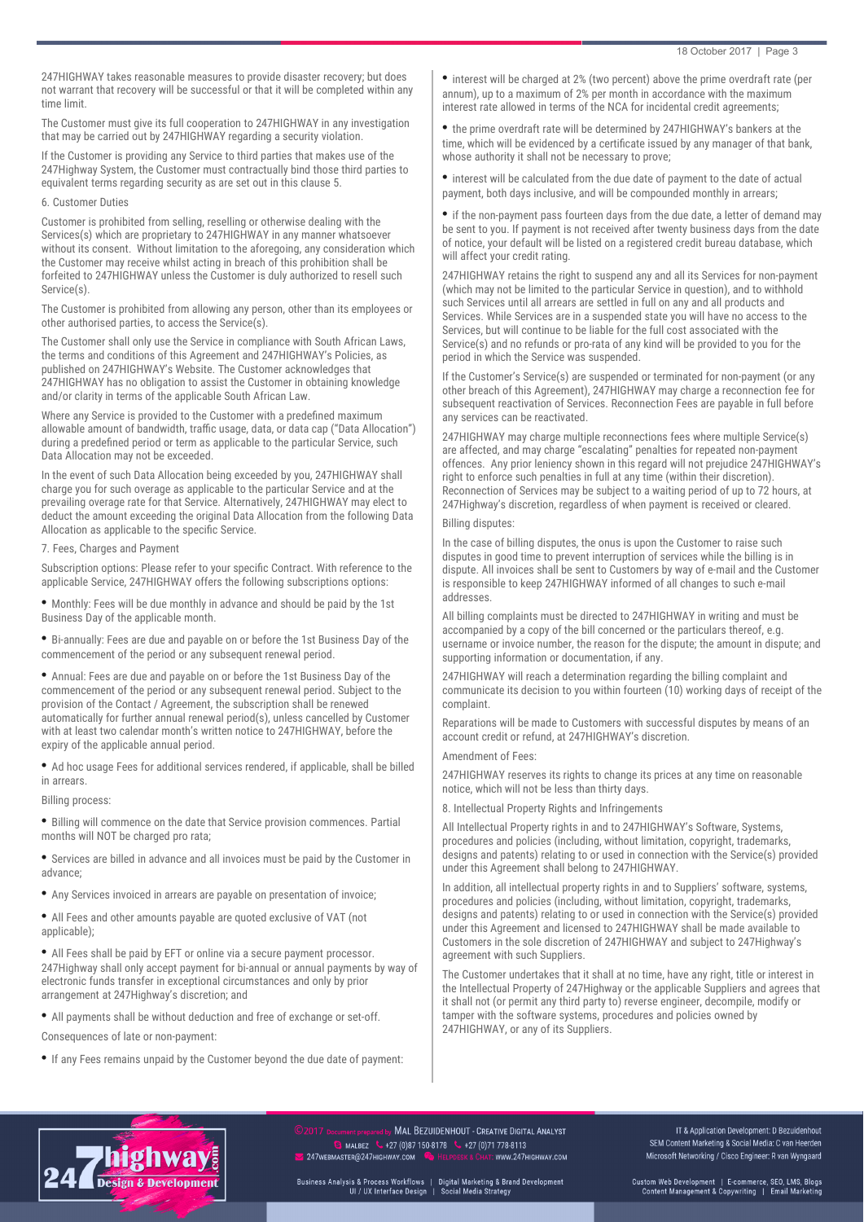247HIGHWAY takes reasonable measures to provide disaster recovery; but does not warrant that recovery will be successful or that it will be completed within any time limit.

The Customer must give its full cooperation to 247HIGHWAY in any investigation that may be carried out by 247HIGHWAY regarding a security violation.

If the Customer is providing any Service to third parties that makes use of the 247Highway System, the Customer must contractually bind those third parties to equivalent terms regarding security as are set out in this clause 5.

## 6. Customer Duties

Customer is prohibited from selling, reselling or otherwise dealing with the Services(s) which are proprietary to 247HIGHWAY in any manner whatsoever without its consent. Without limitation to the aforegoing, any consideration which the Customer may receive whilst acting in breach of this prohibition shall be forfeited to 247HIGHWAY unless the Customer is duly authorized to resell such Service(s).

The Customer is prohibited from allowing any person, other than its employees or other authorised parties, to access the Service(s).

The Customer shall only use the Service in compliance with South African Laws, the terms and conditions of this Agreement and 247HIGHWAY's Policies, as published on 247HIGHWAY's Website. The Customer acknowledges that 247HIGHWAY has no obligation to assist the Customer in obtaining knowledge and/or clarity in terms of the applicable South African Law.

Where any Service is provided to the Customer with a predefined maximum allowable amount of bandwidth, traffic usage, data, or data cap ("Data Allocation") during a predefined period or term as applicable to the particular Service, such Data Allocation may not be exceeded.

In the event of such Data Allocation being exceeded by you, 247HIGHWAY shall charge you for such overage as applicable to the particular Service and at the prevailing overage rate for that Service. Alternatively, 247HIGHWAY may elect to deduct the amount exceeding the original Data Allocation from the following Data Allocation as applicable to the specific Service.

## 7. Fees, Charges and Payment

Subscription options: Please refer to your specific Contract. With reference to the applicable Service, 247HIGHWAY offers the following subscriptions options:

- Monthly: Fees will be due monthly in advance and should be paid by the 1st Business Day of the applicable month.
- Bi-annually: Fees are due and payable on or before the 1st Business Day of the commencement of the period or any subsequent renewal period.
- Annual: Fees are due and payable on or before the 1st Business Day of the commencement of the period or any subsequent renewal period. Subject to the provision of the Contact / Agreement, the subscription shall be renewed automatically for further annual renewal period(s), unless cancelled by Customer with at least two calendar month's written notice to 247HIGHWAY, before the expiry of the applicable annual period.
- Ad hoc usage Fees for additional services rendered, if applicable, shall be billed in arrears.

Billing process:

- Billing will commence on the date that Service provision commences. Partial months will NOT be charged pro rata;
- Services are billed in advance and all invoices must be paid by the Customer in advance;
- Any Services invoiced in arrears are payable on presentation of invoice;
- All Fees and other amounts payable are quoted exclusive of VAT (not applicable);
- All Fees shall be paid by EFT or online via a secure payment processor. 247Highway shall only accept payment for bi-annual or annual payments by way of electronic funds transfer in exceptional circumstances and only by prior arrangement at 247Highway's discretion; and
- All payments shall be without deduction and free of exchange or set-off.

Consequences of late or non-payment:

- If any Fees remains unpaid by the Customer beyond the due date of payment:
- interest will be charged at 2% (two percent) above the prime overdraft rate (per annum), up to a maximum of 2% per month in accordance with the maximum interest rate allowed in terms of the NCA for incidental credit agreements;
- the prime overdraft rate will be determined by 247HIGHWAY's bankers at the time, which will be evidenced by a certificate issued by any manager of that bank, whose authority it shall not be necessary to prove;
- interest will be calculated from the due date of payment to the date of actual payment, both days inclusive, and will be compounded monthly in arrears;
- if the non-payment pass fourteen days from the due date, a letter of demand may be sent to you. If payment is not received after twenty business days from the date of notice, your default will be listed on a registered credit bureau database, which will affect your credit rating.

247HIGHWAY retains the right to suspend any and all its Services for non-payment (which may not be limited to the particular Service in question), and to withhold such Services until all arrears are settled in full on any and all products and Services. While Services are in a suspended state you will have no access to the Services, but will continue to be liable for the full cost associated with the Service(s) and no refunds or pro-rata of any kind will be provided to you for the period in which the Service was suspended.

If the Customer's Service(s) are suspended or terminated for non-payment (or any other breach of this Agreement), 247HIGHWAY may charge a reconnection fee for subsequent reactivation of Services. Reconnection Fees are payable in full before any services can be reactivated.

247HIGHWAY may charge multiple reconnections fees where multiple Service(s) are affected, and may charge "escalating" penalties for repeated non-payment offences. Any prior leniency shown in this regard will not prejudice 247HIGHWAY's right to enforce such penalties in full at any time (within their discretion). Reconnection of Services may be subject to a waiting period of up to 72 hours, at 247Highway's discretion, regardless of when payment is received or cleared.

Billing disputes:

In the case of billing disputes, the onus is upon the Customer to raise such disputes in good time to prevent interruption of services while the billing is in dispute. All invoices shall be sent to Customers by way of e-mail and the Customer is responsible to keep 247HIGHWAY informed of all changes to such e-mail addresses.

All billing complaints must be directed to 247HIGHWAY in writing and must be accompanied by a copy of the bill concerned or the particulars thereof, e.g. username or invoice number, the reason for the dispute; the amount in dispute; and supporting information or documentation, if any.

247HIGHWAY will reach a determination regarding the billing complaint and communicate its decision to you within fourteen (10) working days of receipt of the complaint.

Reparations will be made to Customers with successful disputes by means of an account credit or refund, at 247HIGHWAY's discretion.

Amendment of Fees:

247HIGHWAY reserves its rights to change its prices at any time on reasonable notice, which will not be less than thirty days.

## 8. Intellectual Property Rights and Infringements

All Intellectual Property rights in and to 247HIGHWAY's Software, Systems, procedures and policies (including, without limitation, copyright, trademarks, designs and patents) relating to or used in connection with the Service(s) provided under this Agreement shall belong to 247HIGHWAY.

In addition, all intellectual property rights in and to Suppliers' software, systems, procedures and policies (including, without limitation, copyright, trademarks, designs and patents) relating to or used in connection with the Service(s) provided under this Agreement and licensed to 247HIGHWAY shall be made available to Customers in the sole discretion of 247HIGHWAY and subject to 247Highway's agreement with such Suppliers.

The Customer undertakes that it shall at no time, have any right, title or interest in the Intellectual Property of 247Highway or the applicable Suppliers and agrees that it shall not (or permit any third party to) reverse engineer, decompile, modify or tamper with the software systems, procedures and policies owned by 247HIGHWAY, or any of its Suppliers.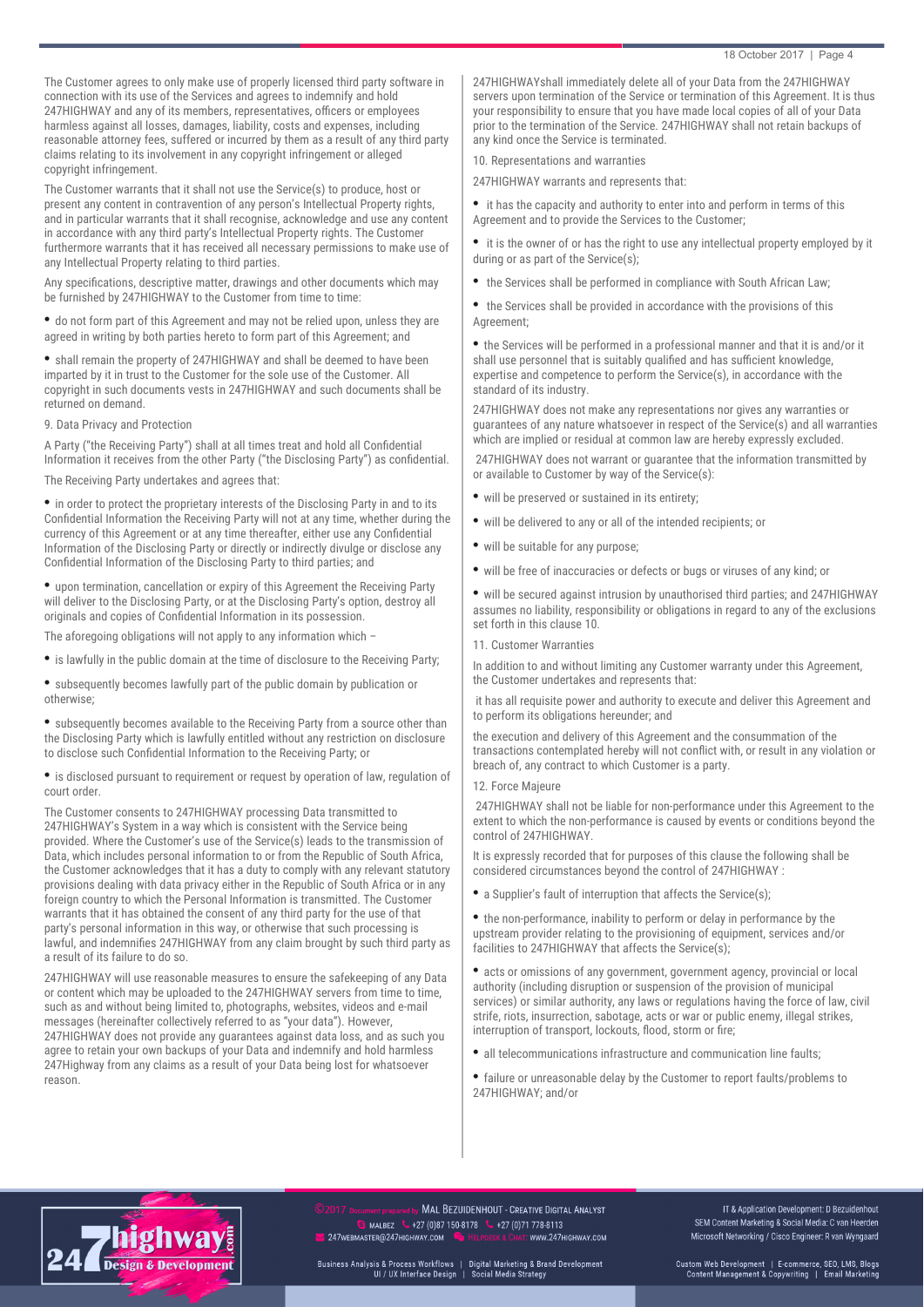The Customer agrees to only make use of properly licensed third party software in connection with its use of the Services and agrees to indemnify and hold 247HIGHWAY and any of its members, representatives, officers or employees harmless against all losses, damages, liability, costs and expenses, including reasonable attorney fees, suffered or incurred by them as a result of any third party claims relating to its involvement in any copyright infringement or alleged copyright infringement.

The Customer warrants that it shall not use the Service(s) to produce, host or present any content in contravention of any person's Intellectual Property rights, and in particular warrants that it shall recognise, acknowledge and use any content in accordance with any third party's Intellectual Property rights. The Customer furthermore warrants that it has received all necessary permissions to make use of any Intellectual Property relating to third parties.

Any specifications, descriptive matter, drawings and other documents which may be furnished by 247HIGHWAY to the Customer from time to time:

- do not form part of this Agreement and may not be relied upon, unless they are agreed in writing by both parties hereto to form part of this Agreement; and
- shall remain the property of 247HIGHWAY and shall be deemed to have been imparted by it in trust to the Customer for the sole use of the Customer. All copyright in such documents vests in 247HIGHWAY and such documents shall be returned on demand.

9. Data Privacy and Protection

A Party ("the Receiving Party") shall at all times treat and hold all Confidential Information it receives from the other Party ("the Disclosing Party") as confidential.

The Receiving Party undertakes and agrees that:

- in order to protect the proprietary interests of the Disclosing Party in and to its Confidential Information the Receiving Party will not at any time, whether during the currency of this Agreement or at any time thereafter, either use any Confidential Information of the Disclosing Party or directly or indirectly divulge or disclose any Confidential Information of the Disclosing Party to third parties; and
- upon termination, cancellation or expiry of this Agreement the Receiving Party will deliver to the Disclosing Party, or at the Disclosing Party's option, destroy all originals and copies of Confidential Information in its possession.

The aforegoing obligations will not apply to any information which –

- is lawfully in the public domain at the time of disclosure to the Receiving Party;
- subsequently becomes lawfully part of the public domain by publication or otherwise;
- subsequently becomes available to the Receiving Party from a source other than the Disclosing Party which is lawfully entitled without any restriction on disclosure to disclose such Confidential Information to the Receiving Party; or
- is disclosed pursuant to requirement or request by operation of law, regulation of court order.

The Customer consents to 247HIGHWAY processing Data transmitted to 247HIGHWAY's System in a way which is consistent with the Service being provided. Where the Customer's use of the Service(s) leads to the transmission of Data, which includes personal information to or from the Republic of South Africa, the Customer acknowledges that it has a duty to comply with any relevant statutory provisions dealing with data privacy either in the Republic of South Africa or in any foreign country to which the Personal Information is transmitted. The Customer warrants that it has obtained the consent of any third party for the use of that party's personal information in this way, or otherwise that such processing is lawful, and indemnifies 247HIGHWAY from any claim brought by such third party as a result of its failure to do so.

247HIGHWAY will use reasonable measures to ensure the safekeeping of any Data or content which may be uploaded to the 247HIGHWAY servers from time to time, such as and without being limited to, photographs, websites, videos and e-mail messages (hereinafter collectively referred to as "your data"). However, 247HIGHWAY does not provide any guarantees against data loss, and as such you agree to retain your own backups of your Data and indemnify and hold harmless 247Highway from any claims as a result of your Data being lost for whatsoever reason.

247HIGHWAYshall immediately delete all of your Data from the 247HIGHWAY servers upon termination of the Service or termination of this Agreement. It is thus your responsibility to ensure that you have made local copies of all of your Data prior to the termination of the Service. 247HIGHWAY shall not retain backups of any kind once the Service is terminated.

10. Representations and warranties

247HIGHWAY warrants and represents that:

- it has the capacity and authority to enter into and perform in terms of this Agreement and to provide the Services to the Customer;
- it is the owner of or has the right to use any intellectual property employed by it during or as part of the Service(s);
- the Services shall be performed in compliance with South African Law;
- the Services shall be provided in accordance with the provisions of this Agreement;
- the Services will be performed in a professional manner and that it is and/or it shall use personnel that is suitably qualified and has sufficient knowledge, expertise and competence to perform the Service(s), in accordance with the standard of its industry.

247HIGHWAY does not make any representations nor gives any warranties or guarantees of any nature whatsoever in respect of the Service(s) and all warranties which are implied or residual at common law are hereby expressly excluded.

247HIGHWAY does not warrant or guarantee that the information transmitted by or available to Customer by way of the Service(s):

- will be preserved or sustained in its entirety;
- will be delivered to any or all of the intended recipients; or
- will be suitable for any purpose;
- will be free of inaccuracies or defects or bugs or viruses of any kind; or
- will be secured against intrusion by unauthorised third parties; and 247HIGHWAY assumes no liability, responsibility or obligations in regard to any of the exclusions set forth in this clause 10.

11. Customer Warranties

In addition to and without limiting any Customer warranty under this Agreement, the Customer undertakes and represents that:

it has all requisite power and authority to execute and deliver this Agreement and to perform its obligations hereunder; and

the execution and delivery of this Agreement and the consummation of the transactions contemplated hereby will not conflict with, or result in any violation or breach of, any contract to which Customer is a party.

12. Force Majeure

247HIGHWAY shall not be liable for non-performance under this Agreement to the extent to which the non-performance is caused by events or conditions beyond the control of 247HIGHWAY.

It is expressly recorded that for purposes of this clause the following shall be considered circumstances beyond the control of 247HIGHWAY :

- a Supplier's fault of interruption that affects the Service(s);
- the non-performance, inability to perform or delay in performance by the upstream provider relating to the provisioning of equipment, services and/or facilities to 247HIGHWAY that affects the Service(s);
- acts or omissions of any government, government agency, provincial or local authority (including disruption or suspension of the provision of municipal services) or similar authority, any laws or regulations having the force of law, civil strife, riots, insurrection, sabotage, acts or war or public enemy, illegal strikes, interruption of transport, lockouts, flood, storm or fire;
- all telecommunications infrastructure and communication line faults;
- failure or unreasonable delay by the Customer to report faults/problems to 247HIGHWAY; and/or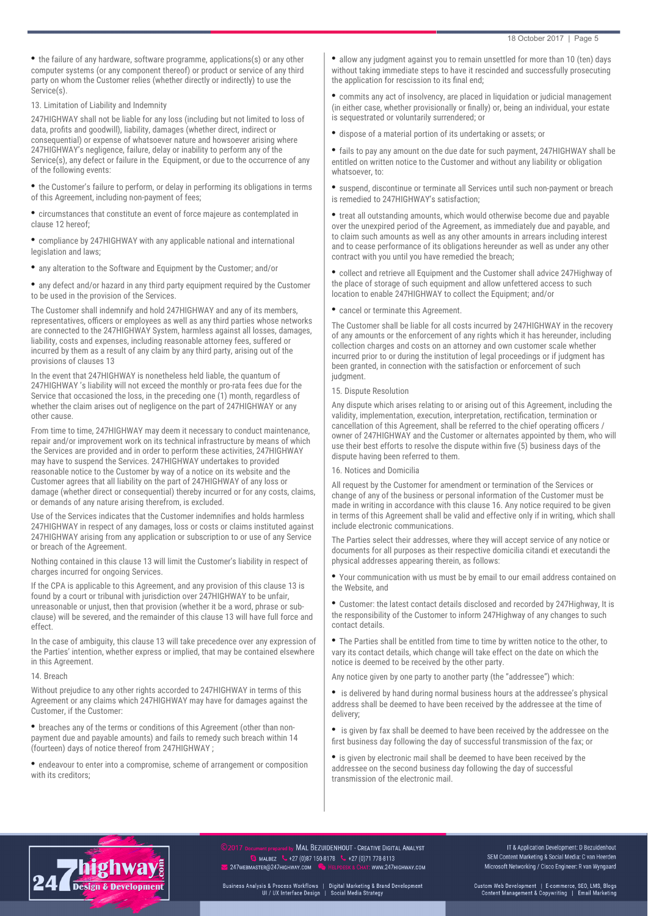- the failure of any hardware, software programme, applications(s) or any other computer systems (or any component thereof) or product or service of any third party on whom the Customer relies (whether directly or indirectly) to use the Service(s).

13. Limitation of Liability and Indemnity

247HIGHWAY shall not be liable for any loss (including but not limited to loss of data, profits and goodwill), liability, damages (whether direct, indirect or consequential) or expense of whatsoever nature and howsoever arising where 247HIGHWAY's negligence, failure, delay or inability to perform any of the Service(s), any defect or failure in the Equipment, or due to the occurrence of any of the following events:

- the Customer's failure to perform, or delay in performing its obligations in terms of this Agreement, including non-payment of fees;
- circumstances that constitute an event of force majeure as contemplated in clause 12 hereof;
- compliance by 247HIGHWAY with any applicable national and international legislation and laws;
- any alteration to the Software and Equipment by the Customer; and/or
- any defect and/or hazard in any third party equipment required by the Customer to be used in the provision of the Services.

The Customer shall indemnify and hold 247HIGHWAY and any of its members, representatives, officers or employees as well as any third parties whose networks are connected to the 247HIGHWAY System, harmless against all losses, damages, liability, costs and expenses, including reasonable attorney fees, suffered or incurred by them as a result of any claim by any third party, arising out of the provisions of clauses 13

In the event that 247HIGHWAY is nonetheless held liable, the quantum of 247HIGHWAY 's liability will not exceed the monthly or pro-rata fees due for the Service that occasioned the loss, in the preceding one (1) month, regardless of whether the claim arises out of negligence on the part of 247HIGHWAY or any other cause.

From time to time, 247HIGHWAY may deem it necessary to conduct maintenance, repair and/or improvement work on its technical infrastructure by means of which the Services are provided and in order to perform these activities, 247HIGHWAY may have to suspend the Services. 247HIGHWAY undertakes to provided reasonable notice to the Customer by way of a notice on its website and the Customer agrees that all liability on the part of 247HIGHWAY of any loss or damage (whether direct or consequential) thereby incurred or for any costs, claims, or demands of any nature arising therefrom, is excluded.

Use of the Services indicates that the Customer indemnifies and holds harmless 247HIGHWAY in respect of any damages, loss or costs or claims instituted against 247HIGHWAY arising from any application or subscription to or use of any Service or breach of the Agreement.

Nothing contained in this clause 13 will limit the Customer's liability in respect of charges incurred for ongoing Services.

If the CPA is applicable to this Agreement, and any provision of this clause 13 is found by a court or tribunal with jurisdiction over 247HIGHWAY to be unfair, unreasonable or unjust, then that provision (whether it be a word, phrase or sub-clause) will be severed, and the remainder of this clause 13 will have full force and effect.

In the case of ambiguity, this clause 13 will take precedence over any expression of the Parties' intention, whether express or implied, that may be contained elsewhere in this Agreement.

14. Breach

Without prejudice to any other rights accorded to 247HIGHWAY in terms of this Agreement or any claims which 247HIGHWAY may have for damages against the Customer, if the Customer:

- breaches any of the terms or conditions of this Agreement (other than non-payment due and payable amounts) and fails to remedy such breach within 14 (fourteen) days of notice thereof from 247HIGHWAY ;
- endeavour to enter into a compromise, scheme of arrangement or composition with its creditors;
- allow any judgment against you to remain unsettled for more than 10 (ten) days without taking immediate steps to have it rescinded and successfully prosecuting the application for rescission to its final end;
- commits any act of insolvency, are placed in liquidation or judicial management (in either case, whether provisionally or finally) or, being an individual, your estate is sequestrated or voluntarily surrendered; or
- dispose of a material portion of its undertaking or assets; or
- fails to pay any amount on the due date for such payment, 247HIGHWAY shall be entitled on written notice to the Customer and without any liability or obligation whatsoever, to:
- suspend, discontinue or terminate all Services until such non-payment or breach is remedied to 247HIGHWAY's satisfaction;
- treat all outstanding amounts, which would otherwise become due and payable over the unexpired period of the Agreement, as immediately due and payable, and to claim such amounts as well as any other amounts in arrears including interest and to cease performance of its obligations hereunder as well as under any other contract with you until you have remedied the breach;
- collect and retrieve all Equipment and the Customer shall advice 247Highway of the place of storage of such equipment and allow unfettered access to such location to enable 247HIGHWAY to collect the Equipment; and/or
- cancel or terminate this Agreement.

The Customer shall be liable for all costs incurred by 247HIGHWAY in the recovery of any amounts or the enforcement of any rights which it has hereunder, including collection charges and costs on an attorney and own customer scale whether incurred prior to or during the institution of legal proceedings or if judgment has been granted, in connection with the satisfaction or enforcement of such judgment.

15. Dispute Resolution

Any dispute which arises relating to or arising out of this Agreement, including the validity, implementation, execution, interpretation, rectification, termination or cancellation of this Agreement, shall be referred to the chief operating officers / owner of 247HIGHWAY and the Customer or alternates appointed by them, who will use their best efforts to resolve the dispute within five (5) business days of the dispute having been referred to them.

16. Notices and Domicilia

All request by the Customer for amendment or termination of the Services or change of any of the business or personal information of the Customer must be made in writing in accordance with this clause 16. Any notice required to be given in terms of this Agreement shall be valid and effective only if in writing, which shall include electronic communications.

The Parties select their addresses, where they will accept service of any notice or documents for all purposes as their respective domicilia citandi et executandi the physical addresses appearing therein, as follows:

- Your communication with us must be by email to our email address contained on the Website, and
- Customer: the latest contact details disclosed and recorded by 247Highway, It is the responsibility of the Customer to inform 247Highway of any changes to such contact details.
- The Parties shall be entitled from time to time by written notice to the other, to vary its contact details, which change will take effect on the date on which the notice is deemed to be received by the other party.

Any notice given by one party to another party (the "addressee") which:

- is delivered by hand during normal business hours at the addressee's physical address shall be deemed to have been received by the addressee at the time of delivery;
- is given by fax shall be deemed to have been received by the addressee on the first business day following the day of successful transmission of the fax; or
- is given by electronic mail shall be deemed to have been received by the addressee on the second business day following the day of successful transmission of the electronic mail.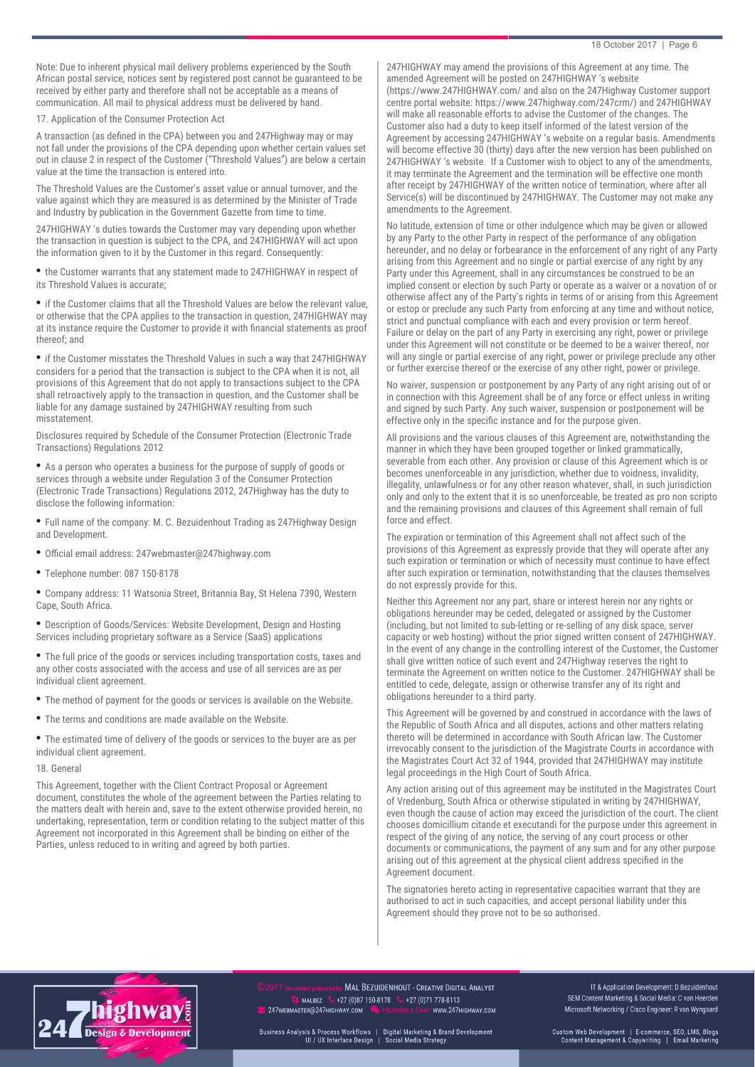Note: Due to inherent physical mail delivery problems experienced by the South African postal service, notices sent by registered post cannot be guaranteed to be received by either party and therefore shall not be acceptable as a means of communication. All mail to physical address must be delivered by hand.

17. Application of the Consumer Protection Act

A transaction (as defined in the CPA) between you and 247Highway may or may not fall under the provisions of the CPA depending upon whether certain values set out in clause 2 in respect of the Customer ("Threshold Values") are below a certain value at the time the transaction is entered into.

The Threshold Values are the Customer's asset value or annual turnover, and the value against which they are measured is as determined by the Minister of Trade and Industry by publication in the Government Gazette from time to time.

247HIGHWAY 's duties towards the Customer may vary depending upon whether the transaction in question is subject to the CPA, and 247HIGHWAY will act upon the information given to it by the Customer in this regard. Consequently:

- the Customer warrants that any statement made to 247HIGHWAY in respect of its Threshold Values is accurate;
- if the Customer claims that all the Threshold Values are below the relevant value, or otherwise that the CPA applies to the transaction in question, 247HIGHWAY may at its instance require the Customer to provide it with financial statements as proof thereof; and
- if the Customer misstates the Threshold Values in such a way that 247HIGHWAY considers for a period that the transaction is subject to the CPA when it is not, all provisions of this Agreement that do not apply to transactions subject to the CPA shall retroactively apply to the transaction in question, and the Customer shall be liable for any damage sustained by 247HIGHWAY resulting from such misstatement.

Disclosures required by Schedule of the Consumer Protection (Electronic Trade Transactions) Regulations 2012

- As a person who operates a business for the purpose of supply of goods or services through a website under Regulation 3 of the Consumer Protection (Electronic Trade Transactions) Regulations 2012, 247Highway has the duty to disclose the following information:
- Full name of the company: M. C. Bezuidenhout Trading as 247Highway Design and Development.
- Official email address: 247webmaster@247highway.com
- Telephone number: 087 150-8178
- Company address: 11 Watsonia Street, Britannia Bay, St Helena 7390, Western Cape, South Africa.
- Description of Goods/Services: Website Development, Design and Hosting Services including proprietary software as a Service (SaaS) applications
- The full price of the goods or services including transportation costs, taxes and any other costs associated with the access and use of all services are as per individual client agreement.
- The method of payment for the goods or services is available on the Website.
- The terms and conditions are made available on the Website.
- The estimated time of delivery of the goods or services to the buyer are as per individual client agreement.

18. General

This Agreement, together with the Client Contract Proposal or Agreement document, constitutes the whole of the agreement between the Parties relating to the matters dealt with herein and, save to the extent otherwise provided herein, no undertaking, representation, term or condition relating to the subject matter of this Agreement not incorporated in this Agreement shall be binding on either of the Parties, unless reduced to in writing and agreed by both parties.

247HIGHWAY may amend the provisions of this Agreement at any time. The amended Agreement will be posted on 247HIGHWAY 's website (https://www.247HIGHWAY.com/ and also on the 247Highway Customer support centre portal website: https://www.247highway.com/247crm/) and 247HIGHWAY will make all reasonable efforts to advise the Customer of the changes. The Customer also had a duty to keep itself informed of the latest version of the Agreement by accessing 247HIGHWAY 's website on a regular basis. Amendments will become effective 30 (thirty) days after the new version has been published on 247HIGHWAY 's website. If a Customer wish to object to any of the amendments, it may terminate the Agreement and the termination will be effective one month after receipt by 247HIGHWAY of the written notice of termination, where after all Service(s) will be discontinued by 247HIGHWAY. The Customer may not make any amendments to the Agreement.

No latitude, extension of time or other indulgence which may be given or allowed by any Party to the other Party in respect of the performance of any obligation hereunder, and no delay or forbearance in the enforcement of any right of any Party arising from this Agreement and no single or partial exercise of any right by any Party under this Agreement, shall in any circumstances be construed to be an implied consent or election by such Party or operate as a waiver or a novation of or otherwise affect any of the Party's rights in terms of or arising from this Agreement or estop or preclude any such Party from enforcing at any time and without notice, strict and punctual compliance with each and every provision or term hereof. Failure or delay on the part of any Party in exercising any right, power or privilege under this Agreement will not constitute or be deemed to be a waiver thereof, nor will any single or partial exercise of any right, power or privilege preclude any other or further exercise thereof or the exercise of any other right, power or privilege.

No waiver, suspension or postponement by any Party of any right arising out of or in connection with this Agreement shall be of any force or effect unless in writing and signed by such Party. Any such waiver, suspension or postponement will be effective only in the specific instance and for the purpose given.

All provisions and the various clauses of this Agreement are, notwithstanding the manner in which they have been grouped together or linked grammatically, severable from each other. Any provision or clause of this Agreement which is or becomes unenforceable in any jurisdiction, whether due to voidness, invalidity, illegality, unlawfulness or for any other reason whatever, shall, in such jurisdiction only and only to the extent that it is so unenforceable, be treated as pro non scripto and the remaining provisions and clauses of this Agreement shall remain of full force and effect.

The expiration or termination of this Agreement shall not affect such of the provisions of this Agreement as expressly provide that they will operate after any such expiration or termination or which of necessity must continue to have effect after such expiration or termination, notwithstanding that the clauses themselves do not expressly provide for this.

Neither this Agreement nor any part, share or interest herein nor any rights or obligations hereunder may be ceded, delegated or assigned by the Customer (including, but not limited to sub-letting or re-selling of any disk space, server capacity or web hosting) without the prior signed written consent of 247HIGHWAY. In the event of any change in the controlling interest of the Customer, the Customer shall give written notice of such event and 247Highway reserves the right to terminate the Agreement on written notice to the Customer. 247HIGHWAY shall be entitled to cede, delegate, assign or otherwise transfer any of its right and obligations hereunder to a third party.

This Agreement will be governed by and construed in accordance with the laws of the Republic of South Africa and all disputes, actions and other matters relating thereto will be determined in accordance with South African law. The Customer irrevocably consent to the jurisdiction of the Magistrate Courts in accordance with the Magistrates Court Act 32 of 1944, provided that 247HIGHWAY may institute legal proceedings in the High Court of South Africa.

Any action arising out of this agreement may be instituted in the Magistrates Court of Vredenburg, South Africa or otherwise stipulated in writing by 247HIGHWAY, even though the cause of action may exceed the jurisdiction of the court. The client chooses domicillium citande et executandi for the purpose under this agreement in respect of the giving of any notice, the serving of any court process or other documents or communications, the payment of any sum and for any other purpose arising out of this agreement at the physical client address specified in the Agreement document.

The signatories hereto acting in representative capacities warrant that they are authorised to act in such capacities, and accept personal liability under this Agreement should they prove not to be so authorised.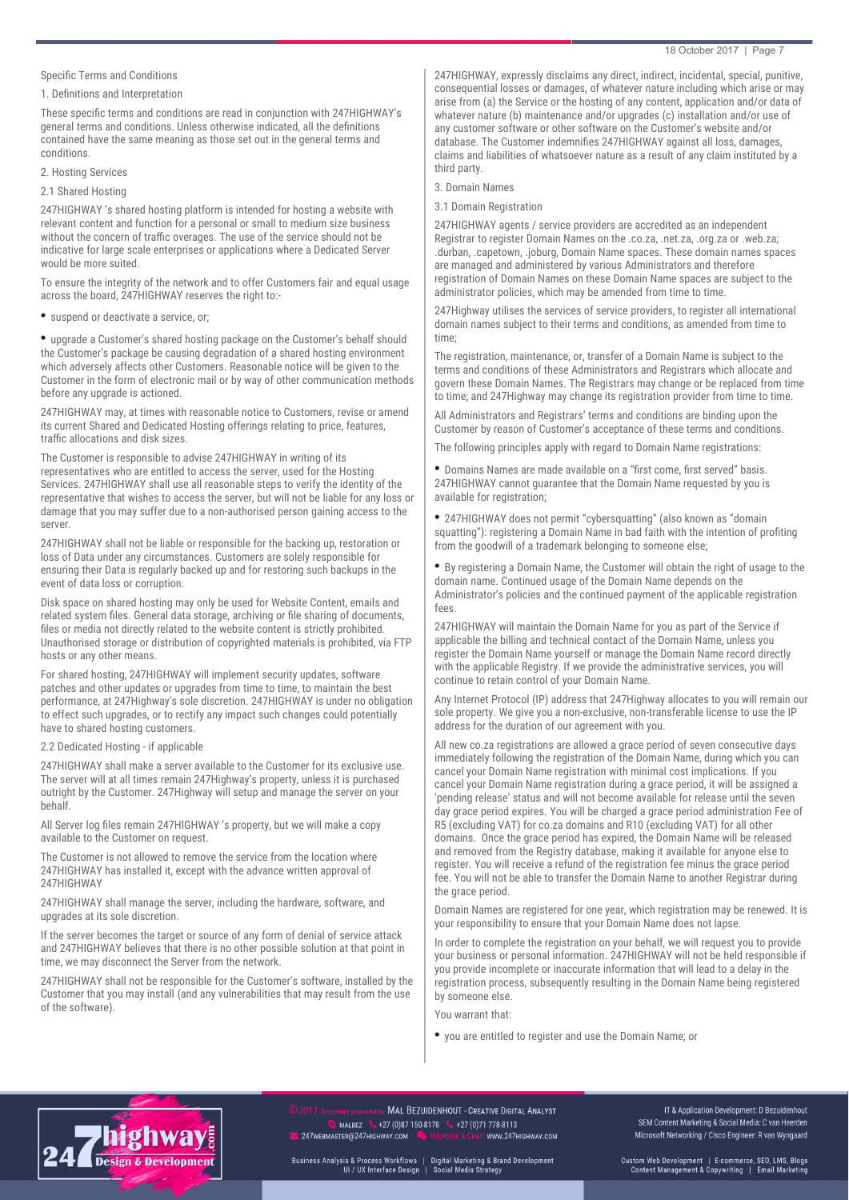Specific Terms and Conditions

## 1. Definitions and Interpretation

These specific terms and conditions are read in conjunction with 247HIGHWAY's general terms and conditions. Unless otherwise indicated, all the definitions contained have the same meaning as those set out in the general terms and conditions.

## 2. Hosting Services

### 2.1 Shared Hosting

247HIGHWAY 's shared hosting platform is intended for hosting a website with relevant content and function for a personal or small to medium size business without the concern of traffic overages. The use of the service should not be indicative for large scale enterprises or applications where a Dedicated Server would be more suited.

To ensure the integrity of the network and to offer Customers fair and equal usage across the board, 247HIGHWAY reserves the right to:-

- suspend or deactivate a service, or;
- upgrade a Customer's shared hosting package on the Customer's behalf should the Customer's package be causing degradation of a shared hosting environment which adversely affects other Customers. Reasonable notice will be given to the Customer in the form of electronic mail or by way of other communication methods before any upgrade is actioned.

247HIGHWAY may, at times with reasonable notice to Customers, revise or amend its current Shared and Dedicated Hosting offerings relating to price, features, traffic allocations and disk sizes.

The Customer is responsible to advise 247HIGHWAY in writing of its representatives who are entitled to access the server, used for the Hosting Services. 247HIGHWAY shall use all reasonable steps to verify the identity of the representative that wishes to access the server, but will not be liable for any loss or damage that you may suffer due to a non-authorised person gaining access to the server.

247HIGHWAY shall not be liable or responsible for the backing up, restoration or loss of Data under any circumstances. Customers are solely responsible for ensuring their Data is regularly backed up and for restoring such backups in the event of data loss or corruption.

Disk space on shared hosting may only be used for Website Content, emails and related system files. General data storage, archiving or file sharing of documents, files or media not directly related to the website content is strictly prohibited. Unauthorised storage or distribution of copyrighted materials is prohibited, via FTP hosts or any other means.

For shared hosting, 247HIGHWAY will implement security updates, software patches and other updates or upgrades from time to time, to maintain the best performance, at 247Highway's sole discretion. 247HIGHWAY is under no obligation to effect such upgrades, or to rectify any impact such changes could potentially have to shared hosting customers.

### 2.2 Dedicated Hosting - if applicable

247HIGHWAY shall make a server available to the Customer for its exclusive use. The server will at all times remain 247Highway's property, unless it is purchased outright by the Customer. 247Highway will setup and manage the server on your behalf.

All Server log files remain 247HIGHWAY 's property, but we will make a copy available to the Customer on request.

The Customer is not allowed to remove the service from the location where 247HIGHWAY has installed it, except with the advance written approval of 247HIGHWAY

247HIGHWAY shall manage the server, including the hardware, software, and upgrades at its sole discretion.

If the server becomes the target or source of any form of denial of service attack and 247HIGHWAY believes that there is no other possible solution at that point in time, we may disconnect the Server from the network.

247HIGHWAY shall not be responsible for the Customer's software, installed by the Customer that you may install (and any vulnerabilities that may result from the use of the software).

247HIGHWAY, expressly disclaims any direct, indirect, incidental, special, punitive, consequential losses or damages, of whatever nature including which arise or may arise from (a) the Service or the hosting of any content, application and/or data of whatever nature (b) maintenance and/or upgrades (c) installation and/or use of any customer software or other software on the Customer's website and/or database. The Customer indemnifies 247HIGHWAY against all loss, damages, claims and liabilities of whatsoever nature as a result of any claim instituted by a third party.

## 3. Domain Names

### 3.1 Domain Registration

247HIGHWAY agents / service providers are accredited as an independent Registrar to register Domain Names on the .co.za, .net.za, .org.za or .web.za; .durban, .capetown, .joburg, Domain Name spaces. These domain names spaces are managed and administered by various Administrators and therefore registration of Domain Names on these Domain Name spaces are subject to the administrator policies, which may be amended from time to time.

247Highway utilises the services of service providers, to register all international domain names subject to their terms and conditions, as amended from time to time;

The registration, maintenance, or, transfer of a Domain Name is subject to the terms and conditions of these Administrators and Registrars which allocate and govern these Domain Names. The Registrars may change or be replaced from time to time; and 247Highway may change its registration provider from time to time.

All Administrators and Registrars' terms and conditions are binding upon the Customer by reason of Customer's acceptance of these terms and conditions.

The following principles apply with regard to Domain Name registrations:

- Domains Names are made available on a "first come, first served" basis. 247HIGHWAY cannot guarantee that the Domain Name requested by you is available for registration;
- 247HIGHWAY does not permit "cybersquatting" (also known as "domain squatting"): registering a Domain Name in bad faith with the intention of profiting from the goodwill of a trademark belonging to someone else;
- By registering a Domain Name, the Customer will obtain the right of usage to the domain name. Continued usage of the Domain Name depends on the Administrator's policies and the continued payment of the applicable registration fees.

247HIGHWAY will maintain the Domain Name for you as part of the Service if applicable the billing and technical contact of the Domain Name, unless you register the Domain Name yourself or manage the Domain Name record directly with the applicable Registry. If we provide the administrative services, you will continue to retain control of your Domain Name.

Any Internet Protocol (IP) address that 247Highway allocates to you will remain our sole property. We give you a non-exclusive, non-transferable license to use the IP address for the duration of our agreement with you.

All new co.za registrations are allowed a grace period of seven consecutive days immediately following the registration of the Domain Name, during which you can cancel your Domain Name registration with minimal cost implications. If you cancel your Domain Name registration during a grace period, it will be assigned a 'pending release' status and will not become available for release until the seven day grace period expires. You will be charged a grace period administration Fee of R5 (excluding VAT) for co.za domains and R10 (excluding VAT) for all other domains. Once the grace period has expired, the Domain Name will be released and removed from the Registry database, making it available for anyone else to register. You will receive a refund of the registration fee minus the grace period fee. You will not be able to transfer the Domain Name to another Registrar during the grace period.

Domain Names are registered for one year, which registration may be renewed. It is your responsibility to ensure that your Domain Name does not lapse.

In order to complete the registration on your behalf, we will request you to provide your business or personal information. 247HIGHWAY will not be held responsible if you provide incomplete or inaccurate information that will lead to a delay in the registration process, subsequently resulting in the Domain Name being registered by someone else.

You warrant that:

- you are entitled to register and use the Domain Name; or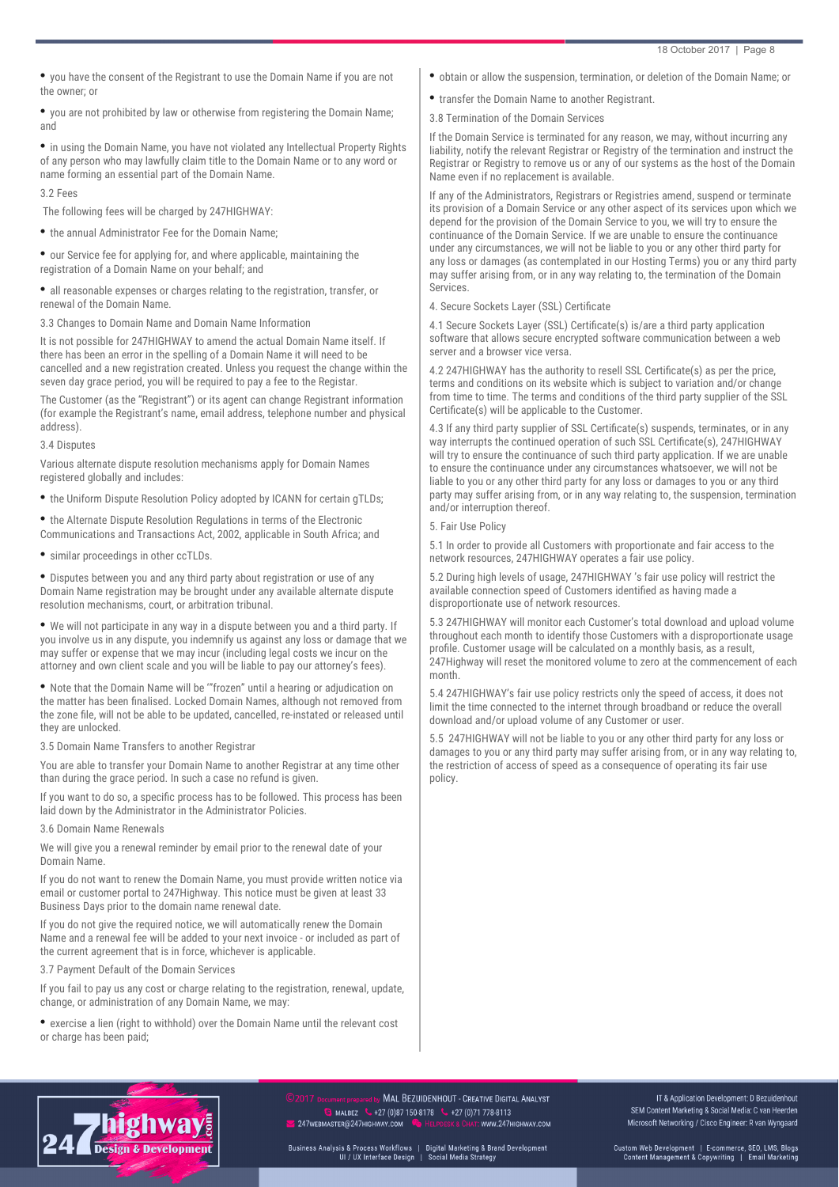- you have the consent of the Registrant to use the Domain Name if you are not the owner; or
- you are not prohibited by law or otherwise from registering the Domain Name; and
- in using the Domain Name, you have not violated any Intellectual Property Rights of any person who may lawfully claim title to the Domain Name or to any word or name forming an essential part of the Domain Name.

3.2 Fees

The following fees will be charged by 247HIGHWAY:

- the annual Administrator Fee for the Domain Name;
- our Service fee for applying for, and where applicable, maintaining the registration of a Domain Name on your behalf; and
- all reasonable expenses or charges relating to the registration, transfer, or renewal of the Domain Name.

3.3 Changes to Domain Name and Domain Name Information

It is not possible for 247HIGHWAY to amend the actual Domain Name itself. If there has been an error in the spelling of a Domain Name it will need to be cancelled and a new registration created. Unless you request the change within the seven day grace period, you will be required to pay a fee to the Registar.

The Customer (as the "Registrant") or its agent can change Registrant information (for example the Registrant's name, email address, telephone number and physical address).

3.4 Disputes

Various alternate dispute resolution mechanisms apply for Domain Names registered globally and includes:

- the Uniform Dispute Resolution Policy adopted by ICANN for certain gTLDs;
- the Alternate Dispute Resolution Regulations in terms of the Electronic Communications and Transactions Act, 2002, applicable in South Africa; and
- similar proceedings in other ccTLDs.
- Disputes between you and any third party about registration or use of any Domain Name registration may be brought under any available alternate dispute resolution mechanisms, court, or arbitration tribunal.
- We will not participate in any way in a dispute between you and a third party. If you involve us in any dispute, you indemnify us against any loss or damage that we may suffer or expense that we may incur (including legal costs we incur on the attorney and own client scale and you will be liable to pay our attorney's fees).
- Note that the Domain Name will be '"frozen" until a hearing or adjudication on the matter has been finalised. Locked Domain Names, although not removed from the zone file, will not be able to be updated, cancelled, re-instated or released until they are unlocked.

3.5 Domain Name Transfers to another Registrar

You are able to transfer your Domain Name to another Registrar at any time other than during the grace period. In such a case no refund is given.

If you want to do so, a specific process has to be followed. This process has been laid down by the Administrator in the Administrator Policies.

3.6 Domain Name Renewals

We will give you a renewal reminder by email prior to the renewal date of your Domain Name.

If you do not want to renew the Domain Name, you must provide written notice via email or customer portal to 247Highway. This notice must be given at least 33 Business Days prior to the domain name renewal date.

If you do not give the required notice, we will automatically renew the Domain Name and a renewal fee will be added to your next invoice - or included as part of the current agreement that is in force, whichever is applicable.

3.7 Payment Default of the Domain Services

If you fail to pay us any cost or charge relating to the registration, renewal, update, change, or administration of any Domain Name, we may:

- exercise a lien (right to withhold) over the Domain Name until the relevant cost or charge has been paid;
- obtain or allow the suspension, termination, or deletion of the Domain Name; or
- transfer the Domain Name to another Registrant.

3.8 Termination of the Domain Services

If the Domain Service is terminated for any reason, we may, without incurring any liability, notify the relevant Registrar or Registry of the termination and instruct the Registrar or Registry to remove us or any of our systems as the host of the Domain Name even if no replacement is available.

If any of the Administrators, Registrars or Registries amend, suspend or terminate its provision of a Domain Service or any other aspect of its services upon which we depend for the provision of the Domain Service to you, we will try to ensure the continuance of the Domain Service. If we are unable to ensure the continuance under any circumstances, we will not be liable to you or any other third party for any loss or damages (as contemplated in our Hosting Terms) you or any third party may suffer arising from, or in any way relating to, the termination of the Domain Services.

4. Secure Sockets Layer (SSL) Certificate

4.1 Secure Sockets Layer (SSL) Certificate(s) is/are a third party application software that allows secure encrypted software communication between a web server and a browser vice versa.

4.2 247HIGHWAY has the authority to resell SSL Certificate(s) as per the price, terms and conditions on its website which is subject to variation and/or change from time to time. The terms and conditions of the third party supplier of the SSL Certificate(s) will be applicable to the Customer.

4.3 If any third party supplier of SSL Certificate(s) suspends, terminates, or in any way interrupts the continued operation of such SSL Certificate(s), 247HIGHWAY will try to ensure the continuance of such third party application. If we are unable to ensure the continuance under any circumstances whatsoever, we will not be liable to you or any other third party for any loss or damages to you or any third party may suffer arising from, or in any way relating to, the suspension, termination and/or interruption thereof.

5. Fair Use Policy

5.1 In order to provide all Customers with proportionate and fair access to the network resources, 247HIGHWAY operates a fair use policy.

5.2 During high levels of usage, 247HIGHWAY 's fair use policy will restrict the available connection speed of Customers identified as having made a disproportionate use of network resources.

5.3 247HIGHWAY will monitor each Customer's total download and upload volume throughout each month to identify those Customers with a disproportionate usage profile. Customer usage will be calculated on a monthly basis, as a result, 247Highway will reset the monitored volume to zero at the commencement of each month.

5.4 247HIGHWAY's fair use policy restricts only the speed of access, it does not limit the time connected to the internet through broadband or reduce the overall download and/or upload volume of any Customer or user.

5.5 247HIGHWAY will not be liable to you or any other third party for any loss or damages to you or any third party may suffer arising from, or in any way relating to, the restriction of access of speed as a consequence of operating its fair use policy.